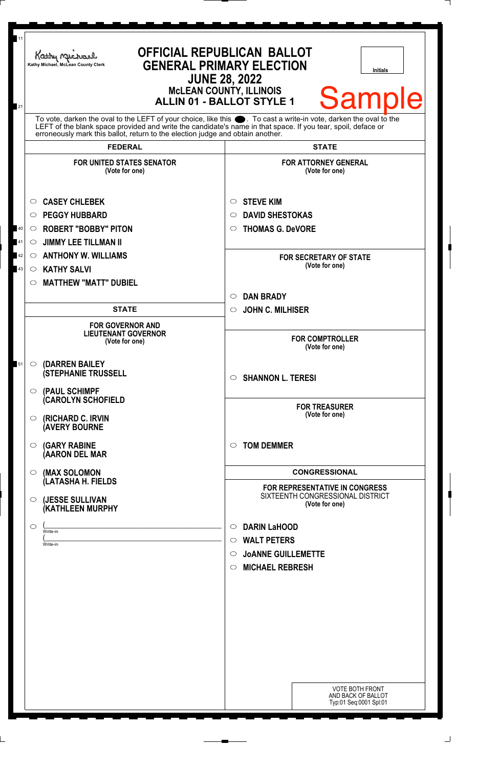Kathy Michael, McLean County Clerk

# OFFICIAL REPUBLICAN BALLOT
# GENERAL PRIMARY ELECTION
## JUNE 28, 2022
## McLEAN COUNTY, ILLINOIS
## ALLIN 01 - BALLOT STYLE 1

Initials

Sample

To vote, darken the oval to the LEFT of your choice, like this ●. To cast a write-in vote, darken the oval to the LEFT of the blank space provided and write the candidate's name in that space. If you tear, spoil, deface or erroneously mark this ballot, return to the election judge and obtain another.

## FEDERAL

### FOR UNITED STATES SENATOR
(Vote for one)

- ○ **CASEY CHLEBEK**
- ○ **PEGGY HUBBARD**
- ○ **ROBERT "BOBBY" PITON**
- ○ **JIMMY LEE TILLMAN II**
- ○ **ANTHONY W. WILLIAMS**
- ○ **KATHY SALVI**
- ○ **MATTHEW "MATT" DUBIEL**

## STATE

### FOR GOVERNOR AND LIEUTENANT GOVERNOR
(Vote for one)

- ○ **(DARREN BAILEY (STEPHANIE TRUSSELL**
- ○ **(PAUL SCHIMPF (CAROLYN SCHOFIELD**
- ○ **(RICHARD C. IRVIN (AVERY BOURNE**
- ○ **(GARY RABINE (AARON DEL MAR**
- ○ **(MAX SOLOMON (LATASHA H. FIELDS**
- ○ **(JESSE SULLIVAN (KATHLEEN MURPHY**
- ○ ( \_\_\_\_\_\_\_\_\_\_\_\_\_\_\_\_ Write-in
  ( \_\_\_\_\_\_\_\_\_\_\_\_\_\_\_\_ Write-in

## STATE

### FOR ATTORNEY GENERAL
(Vote for one)

- ○ **STEVE KIM**
- ○ **DAVID SHESTOKAS**
- ○ **THOMAS G. DeVORE**

### FOR SECRETARY OF STATE
(Vote for one)

- ○ **DAN BRADY**
- ○ **JOHN C. MILHISER**

### FOR COMPTROLLER
(Vote for one)

- ○ **SHANNON L. TERESI**

### FOR TREASURER
(Vote for one)

- ○ **TOM DEMMER**

## CONGRESSIONAL

### FOR REPRESENTATIVE IN CONGRESS
SIXTEENTH CONGRESSIONAL DISTRICT
(Vote for one)

- ○ **DARIN LaHOOD**
- ○ **WALT PETERS**
- ○ **JoANNE GUILLEMETTE**
- ○ **MICHAEL REBRESH**

VOTE BOTH FRONT AND BACK OF BALLOT
Typ:01 Seq:0001 Spl:01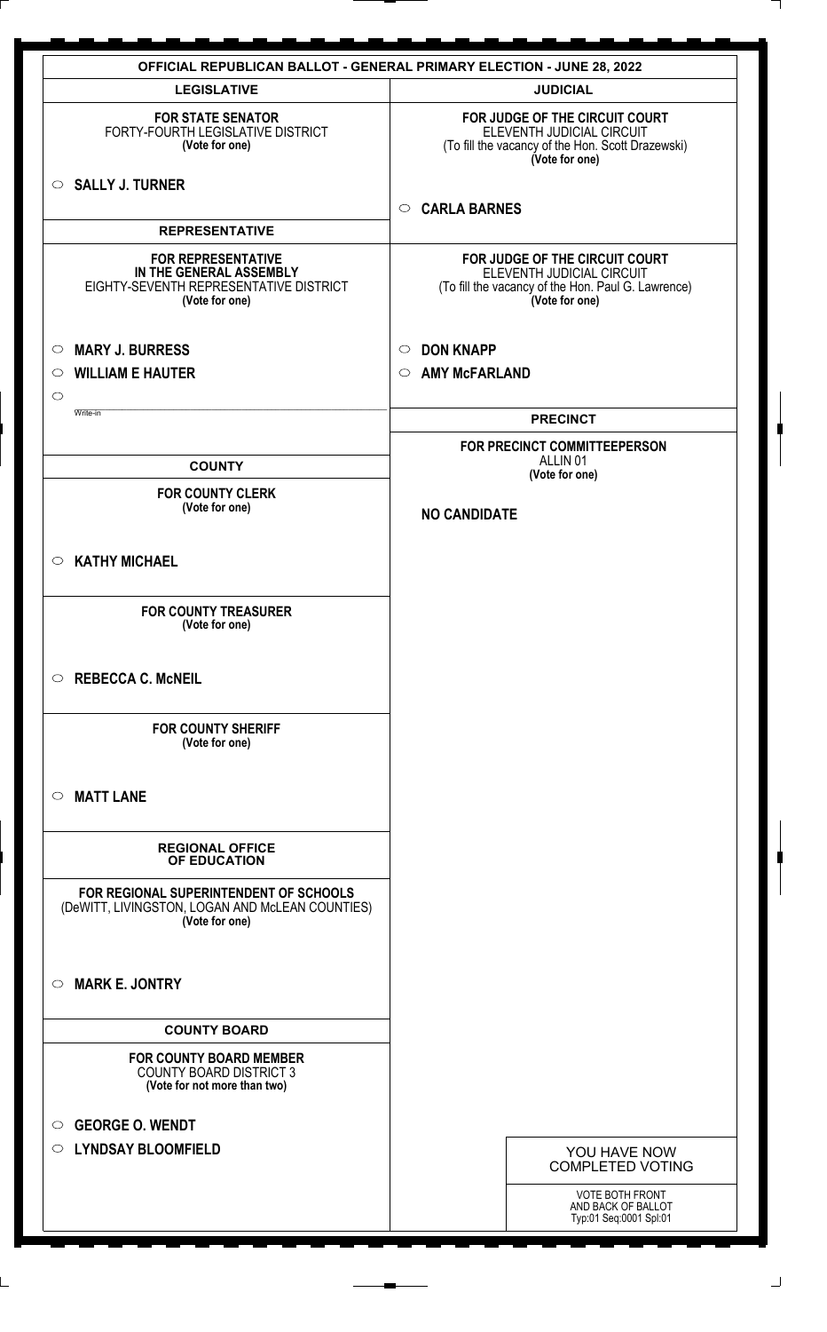# OFFICIAL REPUBLICAN BALLOT - GENERAL PRIMARY ELECTION - JUNE 28, 2022

## LEGISLATIVE

**FOR STATE SENATOR**
FORTY-FOURTH LEGISLATIVE DISTRICT
**(Vote for one)**

○ **SALLY J. TURNER**

## REPRESENTATIVE

**FOR REPRESENTATIVE IN THE GENERAL ASSEMBLY**
EIGHTY-SEVENTH REPRESENTATIVE DISTRICT
**(Vote for one)**

○ **MARY J. BURRESS**
○ **WILLIAM E HAUTER**
○ ______________________
Write-in

## COUNTY

**FOR COUNTY CLERK**
**(Vote for one)**

○ **KATHY MICHAEL**

**FOR COUNTY TREASURER**
**(Vote for one)**

○ **REBECCA C. McNEIL**

**FOR COUNTY SHERIFF**
**(Vote for one)**

○ **MATT LANE**

## REGIONAL OFFICE OF EDUCATION

**FOR REGIONAL SUPERINTENDENT OF SCHOOLS**
(DeWITT, LIVINGSTON, LOGAN AND McLEAN COUNTIES)
**(Vote for one)**

○ **MARK E. JONTRY**

## COUNTY BOARD

**FOR COUNTY BOARD MEMBER**
COUNTY BOARD DISTRICT 3
**(Vote for not more than two)**

○ **GEORGE O. WENDT**
○ **LYNDSAY BLOOMFIELD**

## JUDICIAL

**FOR JUDGE OF THE CIRCUIT COURT**
ELEVENTH JUDICIAL CIRCUIT
(To fill the vacancy of the Hon. Scott Drazewski)
**(Vote for one)**

○ **CARLA BARNES**

**FOR JUDGE OF THE CIRCUIT COURT**
ELEVENTH JUDICIAL CIRCUIT
(To fill the vacancy of the Hon. Paul G. Lawrence)
**(Vote for one)**

○ **DON KNAPP**
○ **AMY McFARLAND**

## PRECINCT

**FOR PRECINCT COMMITTEEPERSON**
ALLIN 01
**(Vote for one)**

**NO CANDIDATE**

YOU HAVE NOW COMPLETED VOTING

VOTE BOTH FRONT AND BACK OF BALLOT
Typ:01 Seq:0001 Spl:01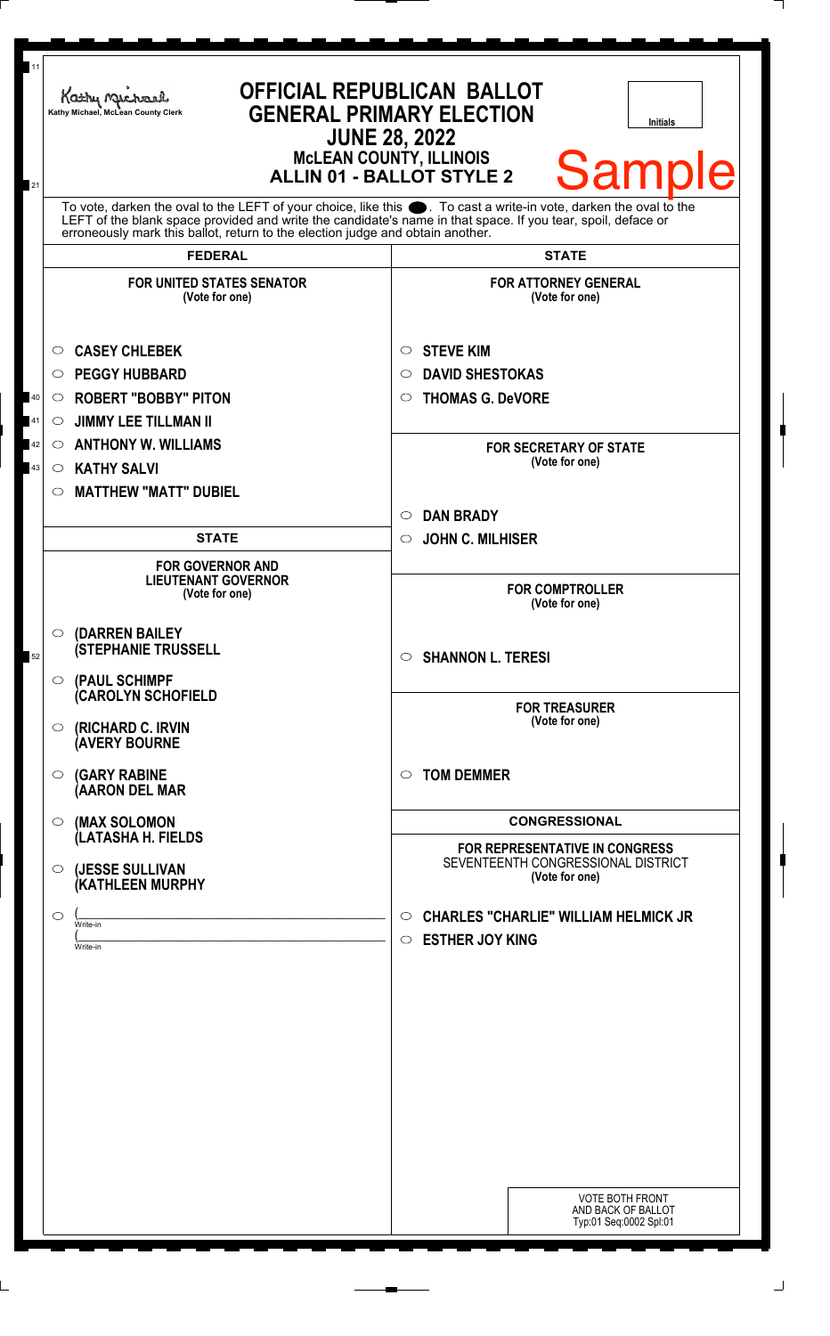Kathy Michael, McLean County Clerk

# OFFICIAL REPUBLICAN BALLOT
## GENERAL PRIMARY ELECTION
## JUNE 28, 2022
## McLEAN COUNTY, ILLINOIS
## ALLIN 01 - BALLOT STYLE 2

Initials

Sample

To vote, darken the oval to the LEFT of your choice, like this ●. To cast a write-in vote, darken the oval to the LEFT of the blank space provided and write the candidate's name in that space. If you tear, spoil, deface or erroneously mark this ballot, return to the election judge and obtain another.

## FEDERAL

### FOR UNITED STATES SENATOR
(Vote for one)

- ○ CASEY CHLEBEK
- ○ PEGGY HUBBARD
- ○ ROBERT "BOBBY" PITON
- ○ JIMMY LEE TILLMAN II
- ○ ANTHONY W. WILLIAMS
- ○ KATHY SALVI
- ○ MATTHEW "MATT" DUBIEL

## STATE

### FOR GOVERNOR AND LIEUTENANT GOVERNOR
(Vote for one)

- ○ (DARREN BAILEY (STEPHANIE TRUSSELL
- ○ (PAUL SCHIMPF (CAROLYN SCHOFIELD
- ○ (RICHARD C. IRVIN (AVERY BOURNE
- ○ (GARY RABINE (AARON DEL MAR
- ○ (MAX SOLOMON (LATASHA H. FIELDS
- ○ (JESSE SULLIVAN (KATHLEEN MURPHY
- ○ (\_\_\_\_\_\_\_\_\_\_ Write-in (\_\_\_\_\_\_\_\_\_\_ Write-in

## STATE

### FOR ATTORNEY GENERAL
(Vote for one)

- ○ STEVE KIM
- ○ DAVID SHESTOKAS
- ○ THOMAS G. DeVORE

### FOR SECRETARY OF STATE
(Vote for one)

- ○ DAN BRADY
- ○ JOHN C. MILHISER

### FOR COMPTROLLER
(Vote for one)

- ○ SHANNON L. TERESI

### FOR TREASURER
(Vote for one)

- ○ TOM DEMMER

## CONGRESSIONAL

### FOR REPRESENTATIVE IN CONGRESS
SEVENTEENTH CONGRESSIONAL DISTRICT
(Vote for one)

- ○ CHARLES "CHARLIE" WILLIAM HELMICK JR
- ○ ESTHER JOY KING

VOTE BOTH FRONT AND BACK OF BALLOT
Typ:01 Seq:0002 Spl:01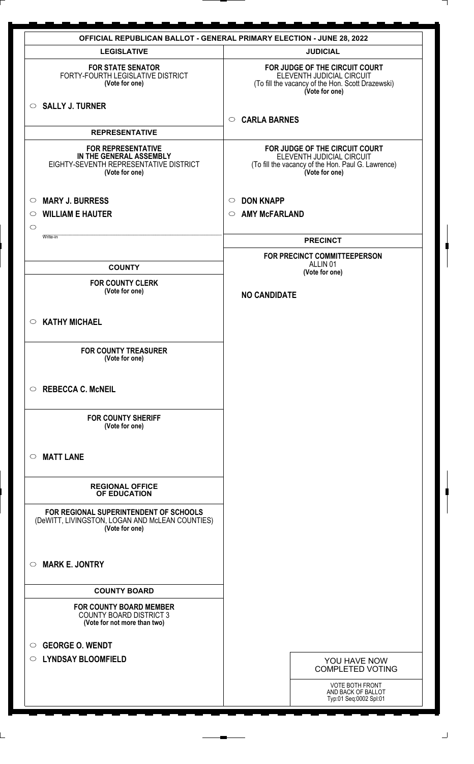# OFFICIAL REPUBLICAN BALLOT - GENERAL PRIMARY ELECTION - JUNE 28, 2022

## LEGISLATIVE

**FOR STATE SENATOR**
FORTY-FOURTH LEGISLATIVE DISTRICT
**(Vote for one)**

○ **SALLY J. TURNER**

## REPRESENTATIVE

**FOR REPRESENTATIVE IN THE GENERAL ASSEMBLY**
EIGHTY-SEVENTH REPRESENTATIVE DISTRICT
**(Vote for one)**

○ **MARY J. BURRESS**
○ **WILLIAM E HAUTER**
○ ______________ Write-in

## COUNTY

**FOR COUNTY CLERK**
**(Vote for one)**

○ **KATHY MICHAEL**

**FOR COUNTY TREASURER**
**(Vote for one)**

○ **REBECCA C. McNEIL**

**FOR COUNTY SHERIFF**
**(Vote for one)**

○ **MATT LANE**

## REGIONAL OFFICE OF EDUCATION

**FOR REGIONAL SUPERINTENDENT OF SCHOOLS**
(DeWITT, LIVINGSTON, LOGAN AND McLEAN COUNTIES)
**(Vote for one)**

○ **MARK E. JONTRY**

## COUNTY BOARD

**FOR COUNTY BOARD MEMBER**
COUNTY BOARD DISTRICT 3
**(Vote for not more than two)**

○ **GEORGE O. WENDT**
○ **LYNDSAY BLOOMFIELD**

## JUDICIAL

**FOR JUDGE OF THE CIRCUIT COURT**
ELEVENTH JUDICIAL CIRCUIT
(To fill the vacancy of the Hon. Scott Drazewski)
**(Vote for one)**

○ **CARLA BARNES**

**FOR JUDGE OF THE CIRCUIT COURT**
ELEVENTH JUDICIAL CIRCUIT
(To fill the vacancy of the Hon. Paul G. Lawrence)
**(Vote for one)**

○ **DON KNAPP**
○ **AMY McFARLAND**

## PRECINCT

**FOR PRECINCT COMMITTEEPERSON**
ALLIN 01
**(Vote for one)**

**NO CANDIDATE**

YOU HAVE NOW COMPLETED VOTING

VOTE BOTH FRONT AND BACK OF BALLOT
Typ:01 Seq:0002 Spl:01